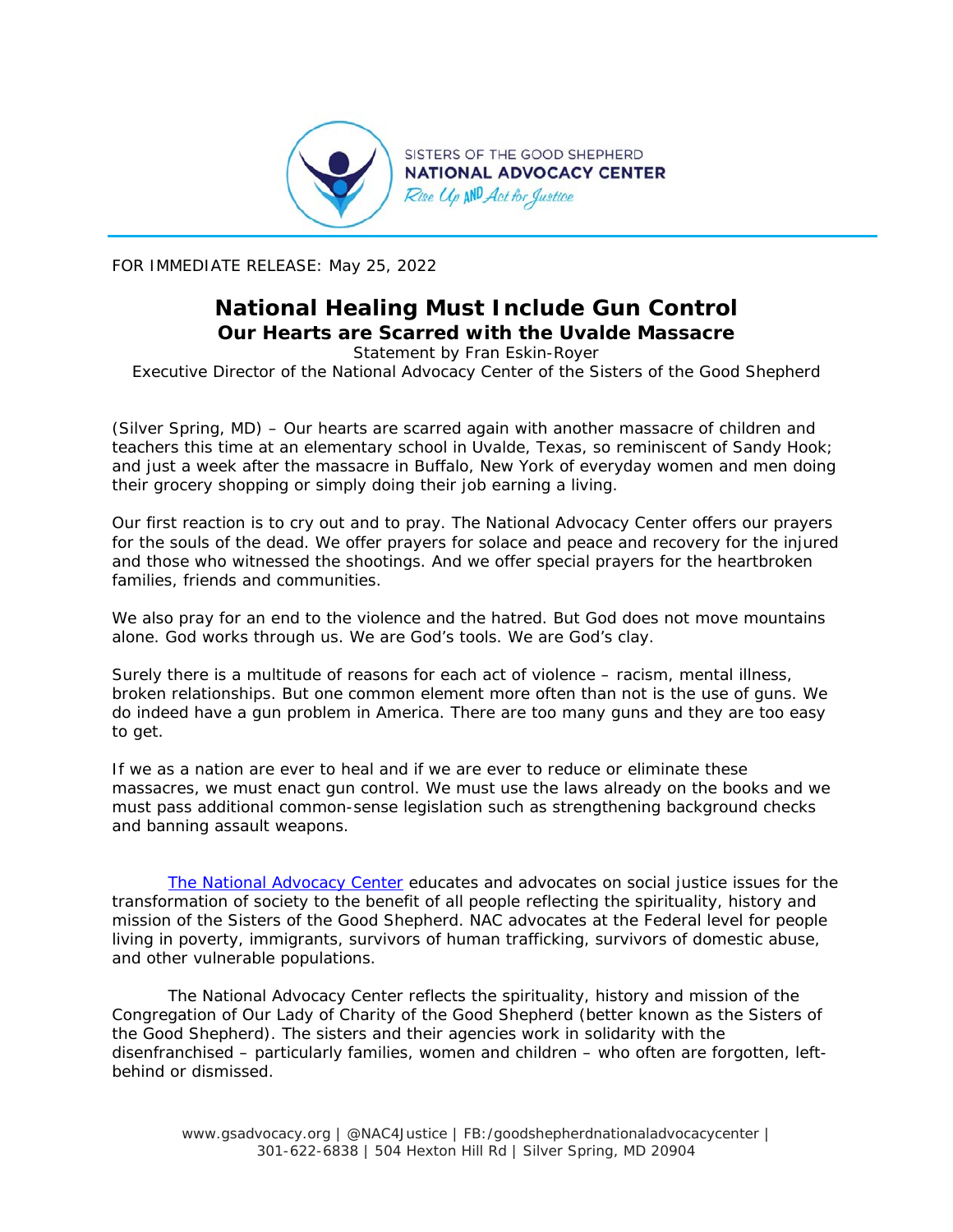SISTERS OF THE GOOD SHEPHERD
**NATIONAL ADVOCACY CENTER**
*Rise Up AND Act for Justice*

FOR IMMEDIATE RELEASE: May 25, 2022

# National Healing Must Include Gun Control

## Our Hearts are Scarred with the Uvalde Massacre

Statement by Fran Eskin-Royer
Executive Director of the National Advocacy Center of the Sisters of the Good Shepherd

(Silver Spring, MD) – Our hearts are scarred again with another massacre of children and teachers this time at an elementary school in Uvalde, Texas, so reminiscent of Sandy Hook; and just a week after the massacre in Buffalo, New York of everyday women and men doing their grocery shopping or simply doing their job earning a living.

Our first reaction is to cry out and to pray. The National Advocacy Center offers our prayers for the souls of the dead. We offer prayers for solace and peace and recovery for the injured and those who witnessed the shootings. And we offer special prayers for the heartbroken families, friends and communities.

We also pray for an end to the violence and the hatred. But God does not move mountains alone. God works through us. We are God's tools. We are God's clay.

Surely there is a multitude of reasons for each act of violence – racism, mental illness, broken relationships. But one common element more often than not is the use of guns. We do indeed have a gun problem in America. There are too many guns and they are too easy to get.

If we as a nation are ever to heal and if we are ever to reduce or eliminate these massacres, we must enact gun control. We must use the laws already on the books and we must pass additional common-sense legislation such as strengthening background checks and banning assault weapons.

The National Advocacy Center educates and advocates on social justice issues for the transformation of society to the benefit of all people reflecting the spirituality, history and mission of the Sisters of the Good Shepherd. NAC advocates at the Federal level for people living in poverty, immigrants, survivors of human trafficking, survivors of domestic abuse, and other vulnerable populations.

The National Advocacy Center reflects the spirituality, history and mission of the Congregation of Our Lady of Charity of the Good Shepherd (better known as the Sisters of the Good Shepherd). The sisters and their agencies work in solidarity with the disenfranchised – particularly families, women and children – who often are forgotten, left-behind or dismissed.

www.gsadvocacy.org | @NAC4Justice | FB:/goodshepherdnationaladvocacycenter | 301-622-6838 | 504 Hexton Hill Rd | Silver Spring, MD 20904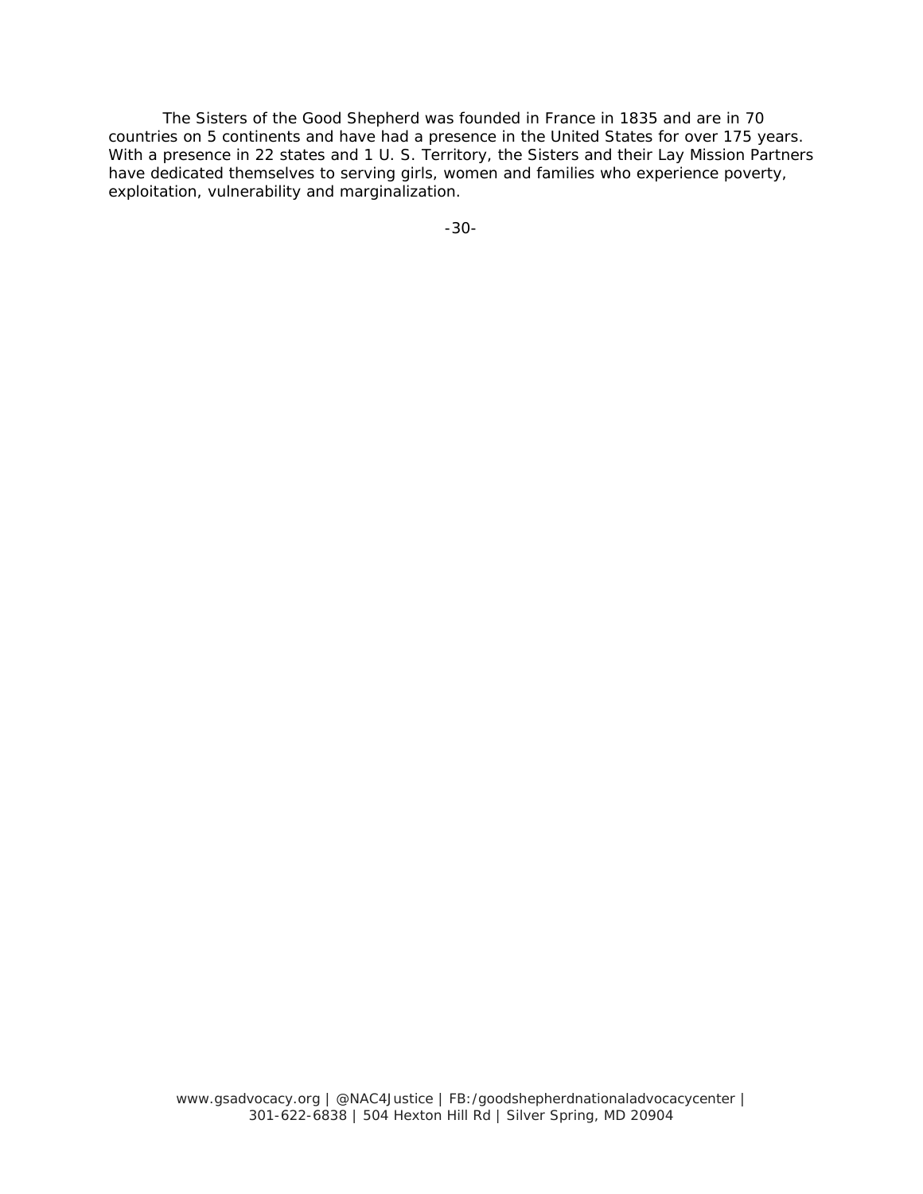The Sisters of the Good Shepherd was founded in France in 1835 and are in 70 countries on 5 continents and have had a presence in the United States for over 175 years. With a presence in 22 states and 1 U. S. Territory, the Sisters and their Lay Mission Partners have dedicated themselves to serving girls, women and families who experience poverty, exploitation, vulnerability and marginalization.

-30-

www.gsadvocacy.org | @NAC4Justice | FB:/goodshepherdnationaladvocacycenter | 301-622-6838 | 504 Hexton Hill Rd | Silver Spring, MD 20904